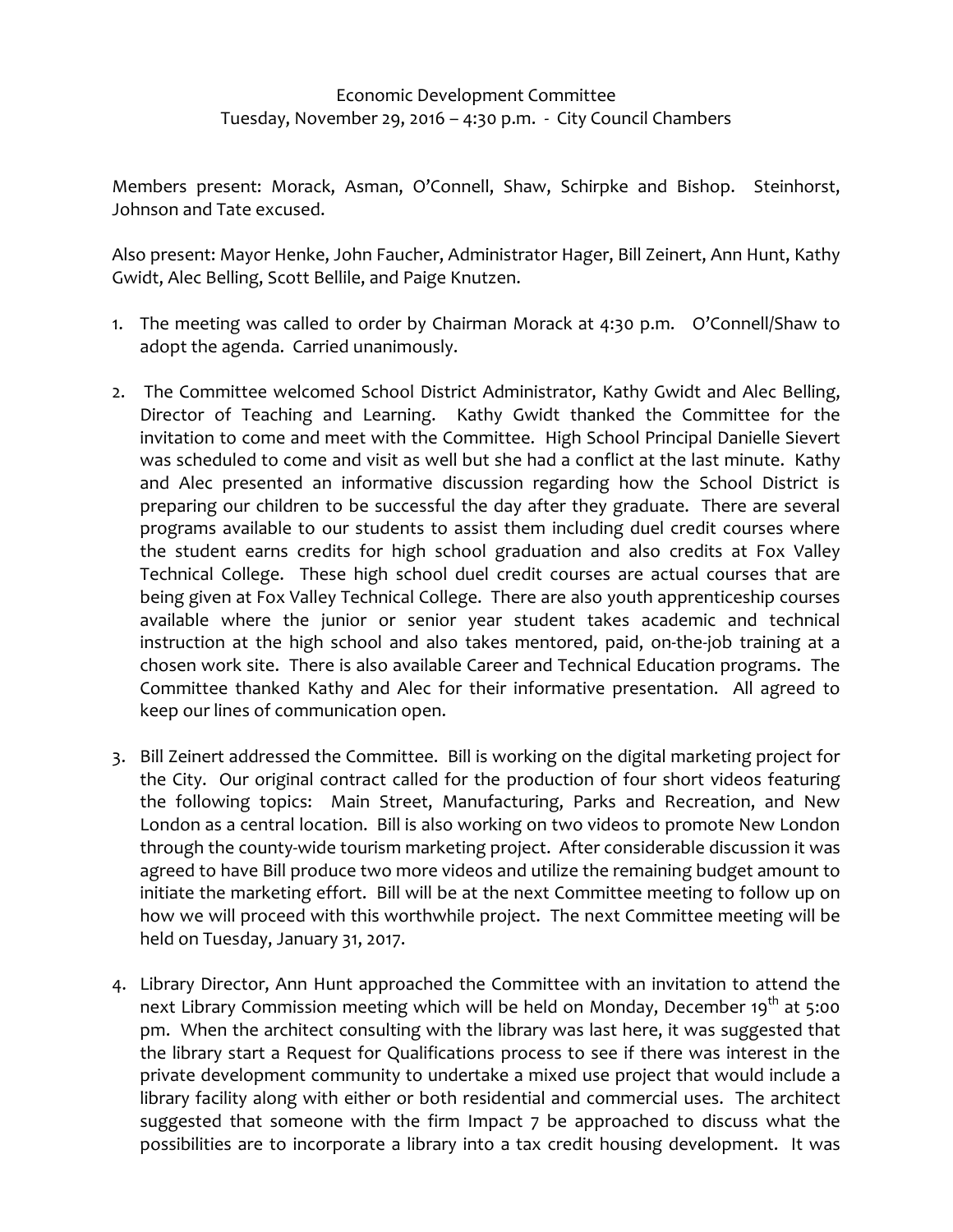Economic Development Committee
Tuesday, November 29, 2016 – 4:30 p.m. - City Council Chambers

Members present: Morack, Asman, O'Connell, Shaw, Schirpke and Bishop. Steinhorst, Johnson and Tate excused.

Also present: Mayor Henke, John Faucher, Administrator Hager, Bill Zeinert, Ann Hunt, Kathy Gwidt, Alec Belling, Scott Bellile, and Paige Knutzen.

1. The meeting was called to order by Chairman Morack at 4:30 p.m. O'Connell/Shaw to adopt the agenda. Carried unanimously.

2. The Committee welcomed School District Administrator, Kathy Gwidt and Alec Belling, Director of Teaching and Learning. Kathy Gwidt thanked the Committee for the invitation to come and meet with the Committee. High School Principal Danielle Sievert was scheduled to come and visit as well but she had a conflict at the last minute. Kathy and Alec presented an informative discussion regarding how the School District is preparing our children to be successful the day after they graduate. There are several programs available to our students to assist them including duel credit courses where the student earns credits for high school graduation and also credits at Fox Valley Technical College. These high school duel credit courses are actual courses that are being given at Fox Valley Technical College. There are also youth apprenticeship courses available where the junior or senior year student takes academic and technical instruction at the high school and also takes mentored, paid, on-the-job training at a chosen work site. There is also available Career and Technical Education programs. The Committee thanked Kathy and Alec for their informative presentation. All agreed to keep our lines of communication open.

3. Bill Zeinert addressed the Committee. Bill is working on the digital marketing project for the City. Our original contract called for the production of four short videos featuring the following topics: Main Street, Manufacturing, Parks and Recreation, and New London as a central location. Bill is also working on two videos to promote New London through the county-wide tourism marketing project. After considerable discussion it was agreed to have Bill produce two more videos and utilize the remaining budget amount to initiate the marketing effort. Bill will be at the next Committee meeting to follow up on how we will proceed with this worthwhile project. The next Committee meeting will be held on Tuesday, January 31, 2017.

4. Library Director, Ann Hunt approached the Committee with an invitation to attend the next Library Commission meeting which will be held on Monday, December 19th at 5:00 pm. When the architect consulting with the library was last here, it was suggested that the library start a Request for Qualifications process to see if there was interest in the private development community to undertake a mixed use project that would include a library facility along with either or both residential and commercial uses. The architect suggested that someone with the firm Impact 7 be approached to discuss what the possibilities are to incorporate a library into a tax credit housing development. It was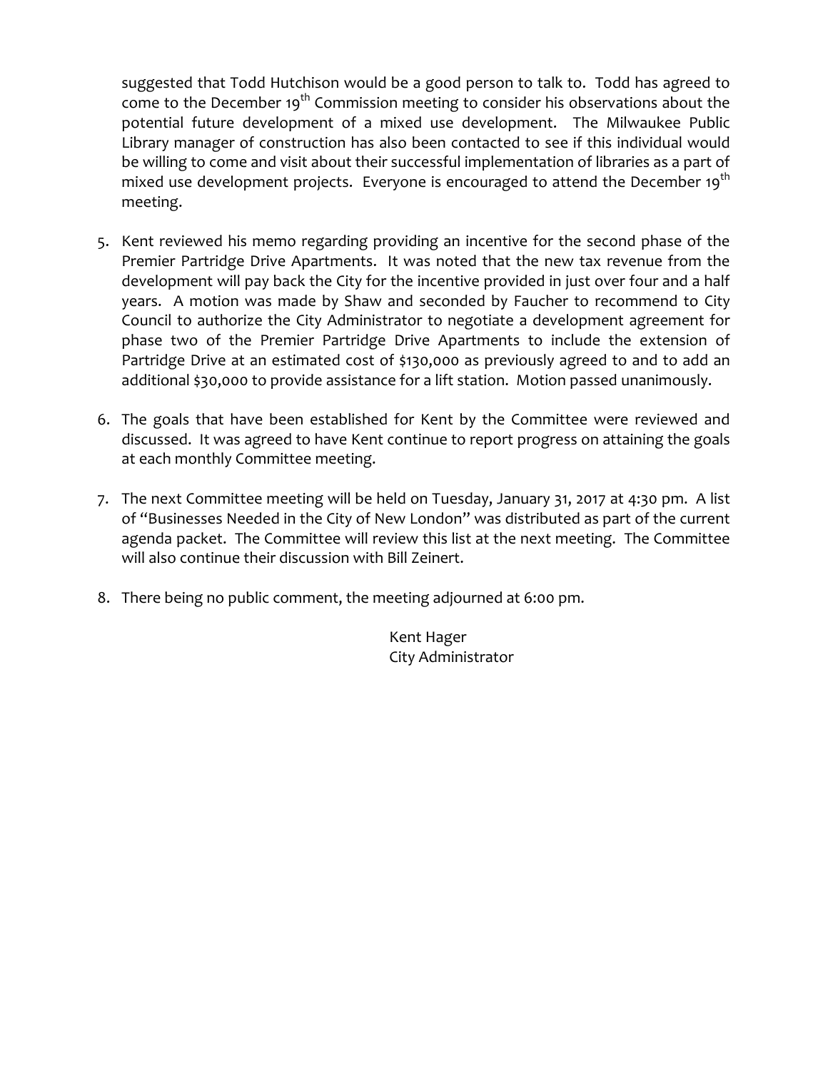suggested that Todd Hutchison would be a good person to talk to. Todd has agreed to come to the December 19th Commission meeting to consider his observations about the potential future development of a mixed use development. The Milwaukee Public Library manager of construction has also been contacted to see if this individual would be willing to come and visit about their successful implementation of libraries as a part of mixed use development projects. Everyone is encouraged to attend the December 19th meeting.

5. Kent reviewed his memo regarding providing an incentive for the second phase of the Premier Partridge Drive Apartments. It was noted that the new tax revenue from the development will pay back the City for the incentive provided in just over four and a half years. A motion was made by Shaw and seconded by Faucher to recommend to City Council to authorize the City Administrator to negotiate a development agreement for phase two of the Premier Partridge Drive Apartments to include the extension of Partridge Drive at an estimated cost of $130,000 as previously agreed to and to add an additional $30,000 to provide assistance for a lift station. Motion passed unanimously.

6. The goals that have been established for Kent by the Committee were reviewed and discussed. It was agreed to have Kent continue to report progress on attaining the goals at each monthly Committee meeting.

7. The next Committee meeting will be held on Tuesday, January 31, 2017 at 4:30 pm. A list of "Businesses Needed in the City of New London" was distributed as part of the current agenda packet. The Committee will review this list at the next meeting. The Committee will also continue their discussion with Bill Zeinert.

8. There being no public comment, the meeting adjourned at 6:00 pm.

Kent Hager
City Administrator